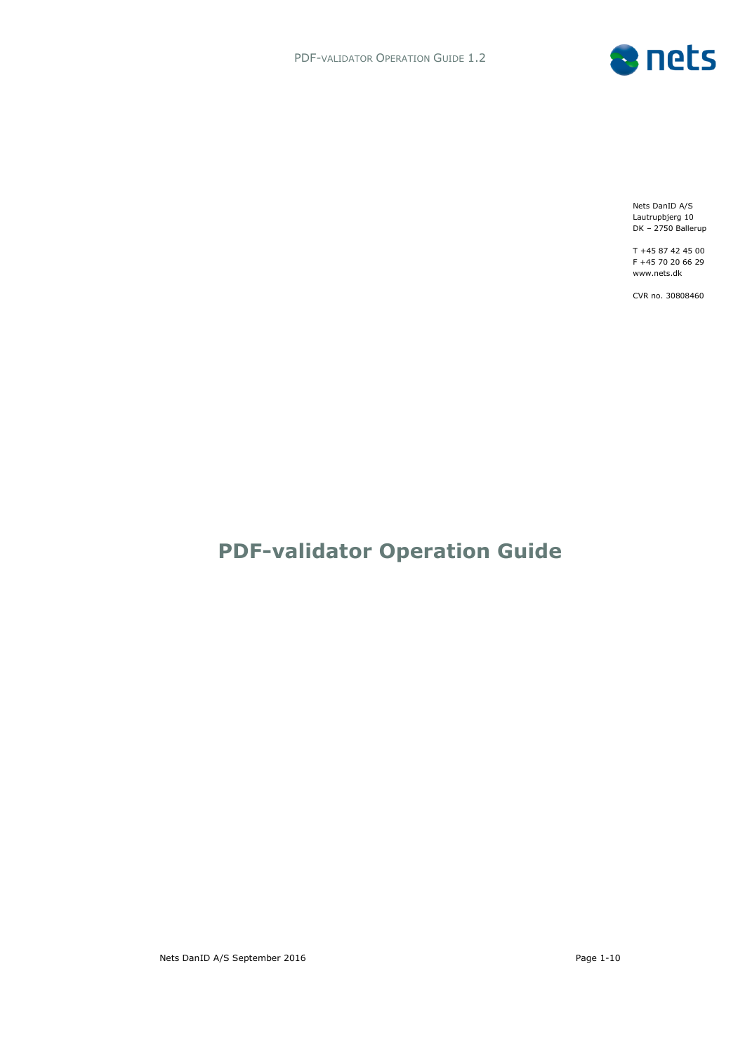Nets DanID A/S
Lautrupbjerg 10
DK – 2750 Ballerup

T +45 87 42 45 00
F +45 70 20 66 29
www.nets.dk

CVR no. 30808460

# PDF-validator Operation Guide

Nets DanID A/S September 2016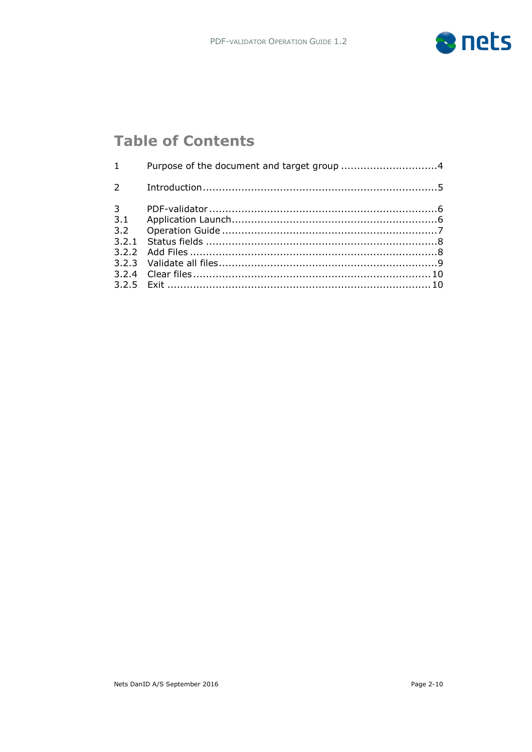# Table of Contents

| | | |
|---|---|---|
| 1 | Purpose of the document and target group | 4 |
| 2 | Introduction | 5 |
| 3 | PDF-validator | 6 |
| 3.1 | Application Launch | 6 |
| 3.2 | Operation Guide | 7 |
| 3.2.1 | Status fields | 8 |
| 3.2.2 | Add Files | 8 |
| 3.2.3 | Validate all files | 9 |
| 3.2.4 | Clear files | 10 |
| 3.2.5 | Exit | 10 |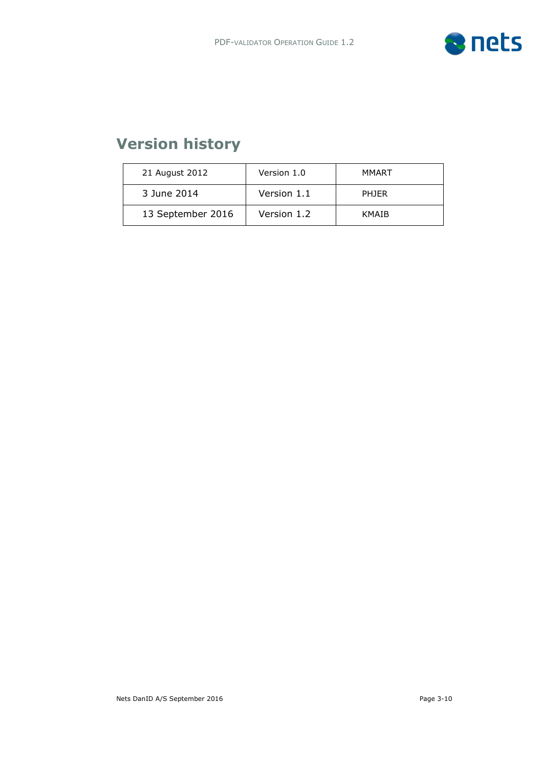# Version history

| | | |
|---|---|---|
| 21 August 2012 | Version 1.0 | MMART |
| 3 June 2014 | Version 1.1 | PHJER |
| 13 September 2016 | Version 1.2 | KMAIB |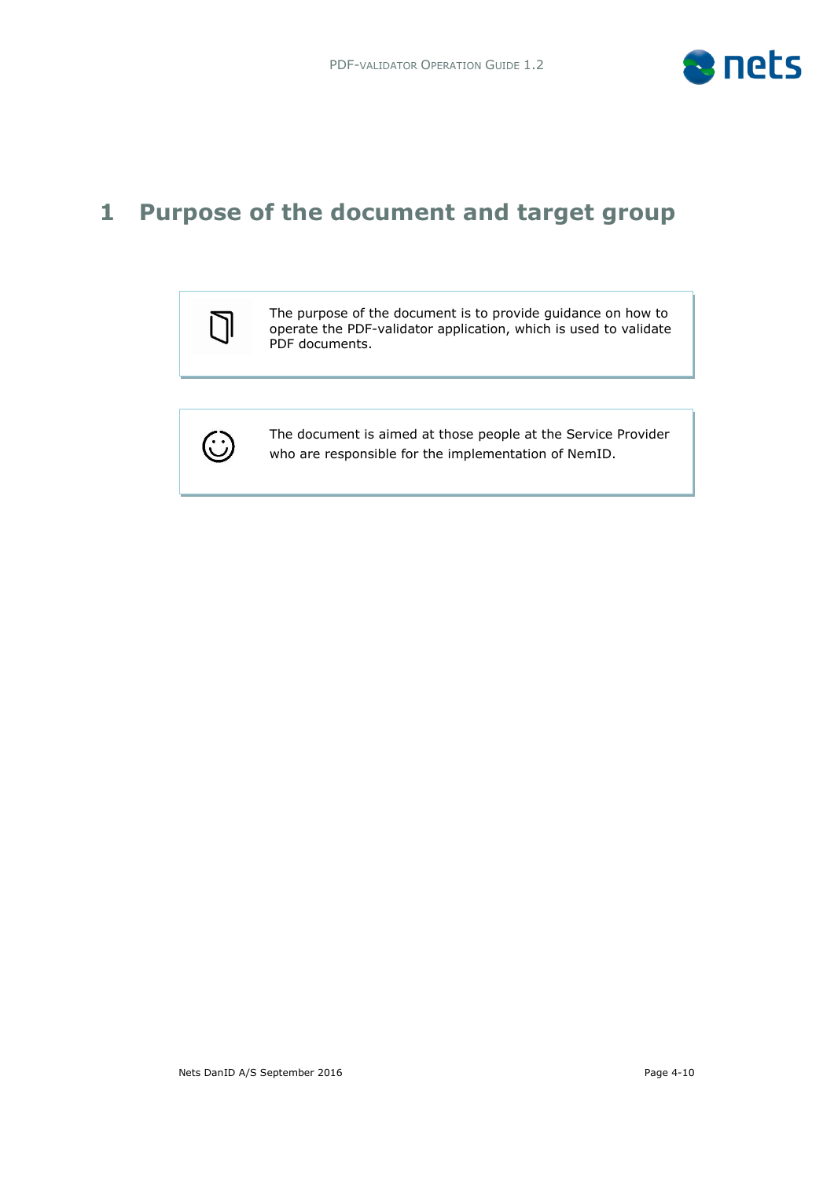# 1 Purpose of the document and target group

The purpose of the document is to provide guidance on how to operate the PDF-validator application, which is used to validate PDF documents.

The document is aimed at those people at the Service Provider who are responsible for the implementation of NemID.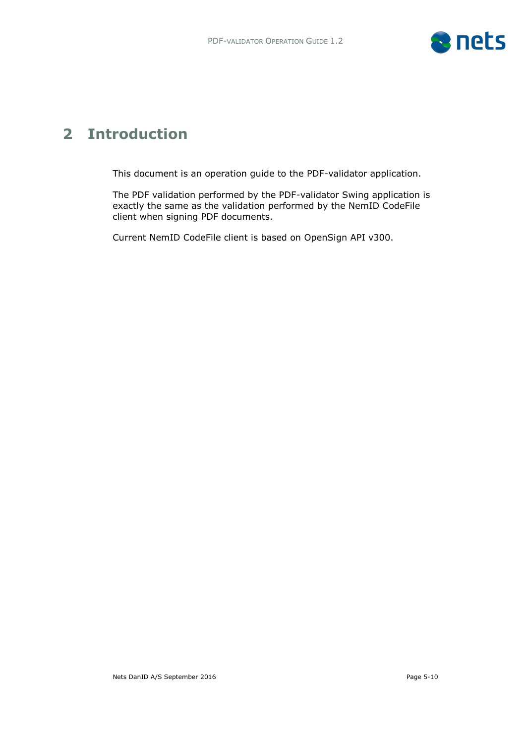# 2 Introduction

This document is an operation guide to the PDF-validator application.

The PDF validation performed by the PDF-validator Swing application is exactly the same as the validation performed by the NemID CodeFile client when signing PDF documents.

Current NemID CodeFile client is based on OpenSign API v300.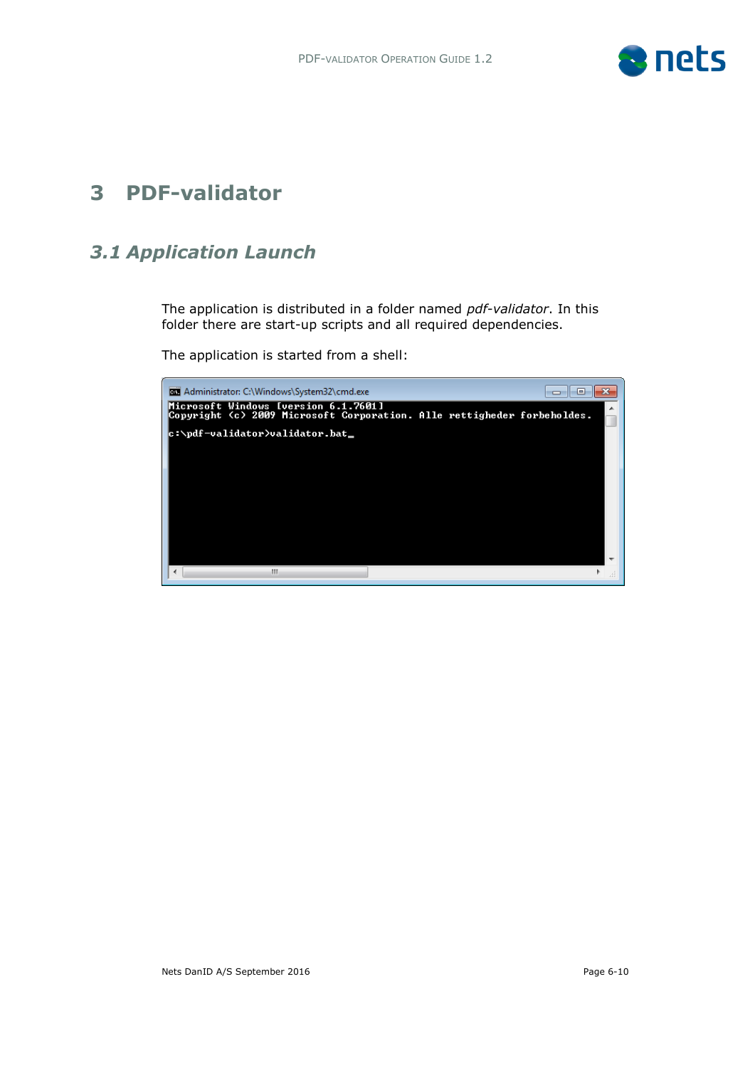# 3 PDF-validator

## 3.1 Application Launch

The application is distributed in a folder named *pdf-validator*. In this folder there are start-up scripts and all required dependencies.

The application is started from a shell:

```
Administrator: C:\Windows\System32\cmd.exe
Microsoft Windows [version 6.1.7601]
Copyright (c) 2009 Microsoft Corporation. Alle rettigheder forbeholdes.

c:\pdf-validator>validator.bat_
```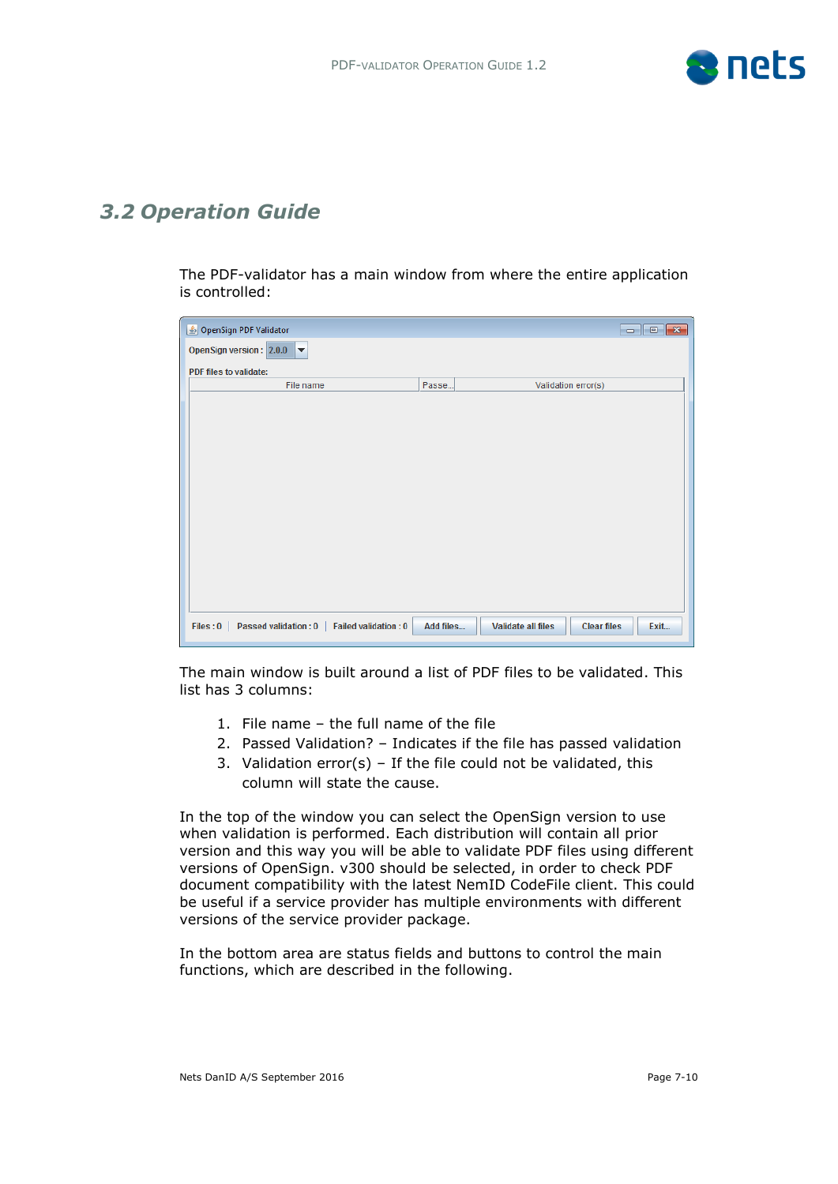## 3.2 Operation Guide

The PDF-validator has a main window from where the entire application is controlled:

The main window is built around a list of PDF files to be validated. This list has 3 columns:

1. File name – the full name of the file
2. Passed Validation? – Indicates if the file has passed validation
3. Validation error(s) – If the file could not be validated, this column will state the cause.

In the top of the window you can select the OpenSign version to use when validation is performed. Each distribution will contain all prior version and this way you will be able to validate PDF files using different versions of OpenSign. v300 should be selected, in order to check PDF document compatibility with the latest NemID CodeFile client. This could be useful if a service provider has multiple environments with different versions of the service provider package.

In the bottom area are status fields and buttons to control the main functions, which are described in the following.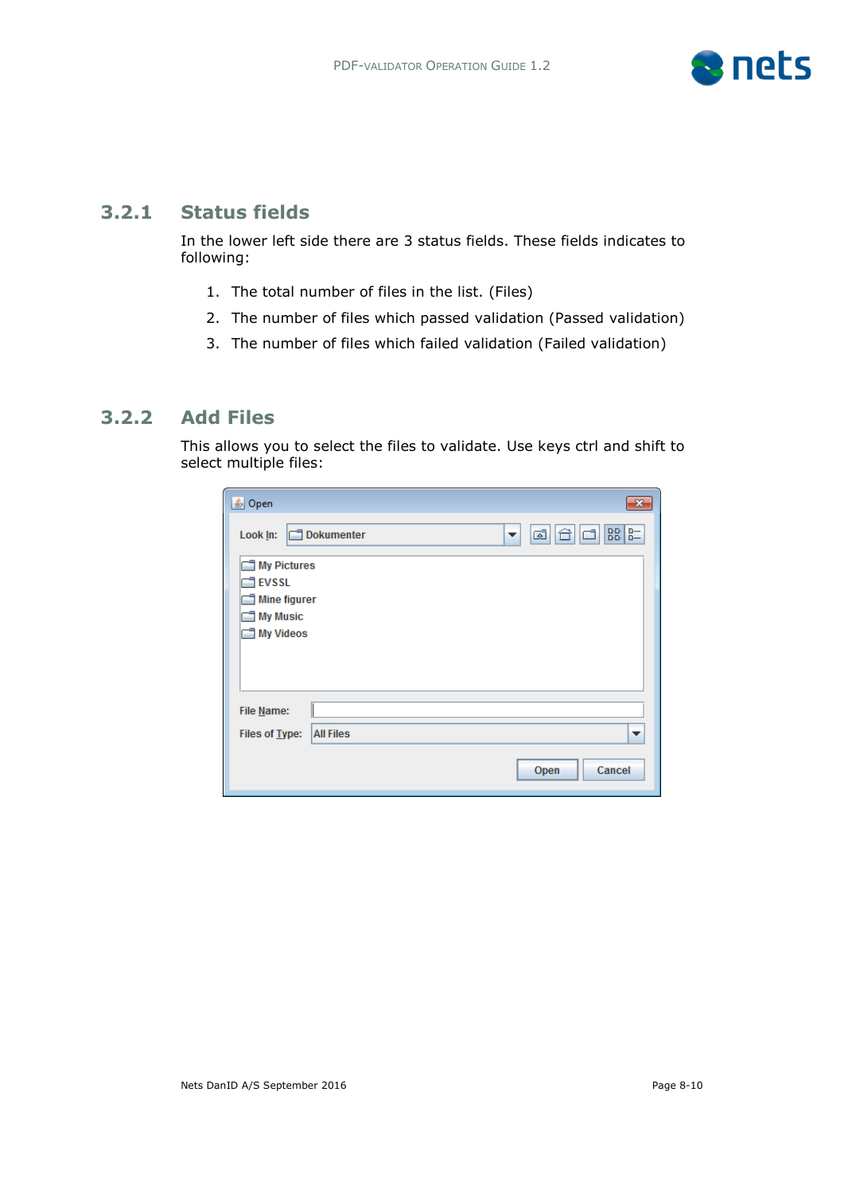### 3.2.1 Status fields

In the lower left side there are 3 status fields. These fields indicates to following:

1. The total number of files in the list. (Files)
2. The number of files which passed validation (Passed validation)
3. The number of files which failed validation (Failed validation)

### 3.2.2 Add Files

This allows you to select the files to validate. Use keys ctrl and shift to select multiple files: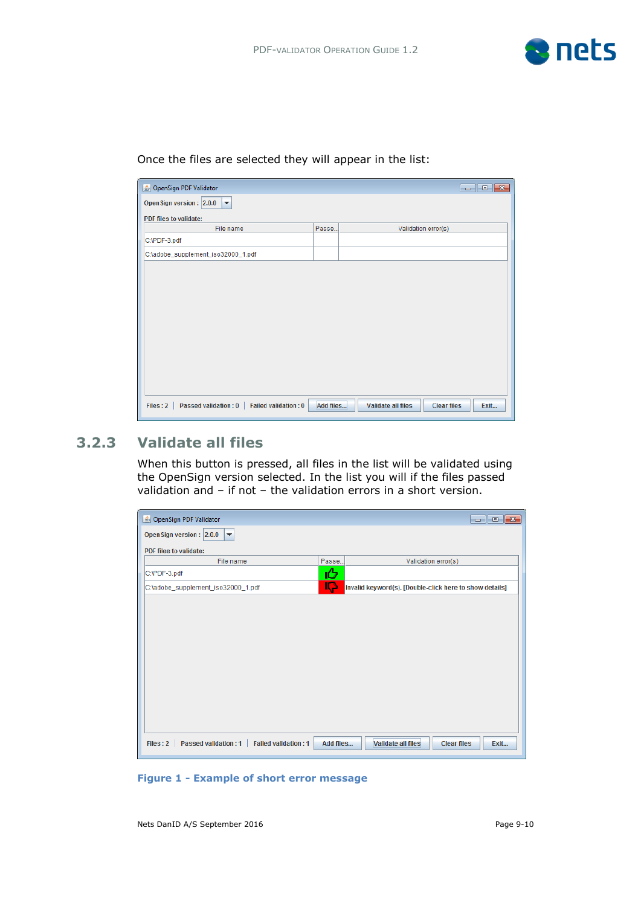Once the files are selected they will appear in the list:

### 3.2.3 Validate all files

When this button is pressed, all files in the list will be validated using the OpenSign version selected. In the list you will if the files passed validation and – if not – the validation errors in a short version.

**Figure 1 - Example of short error message**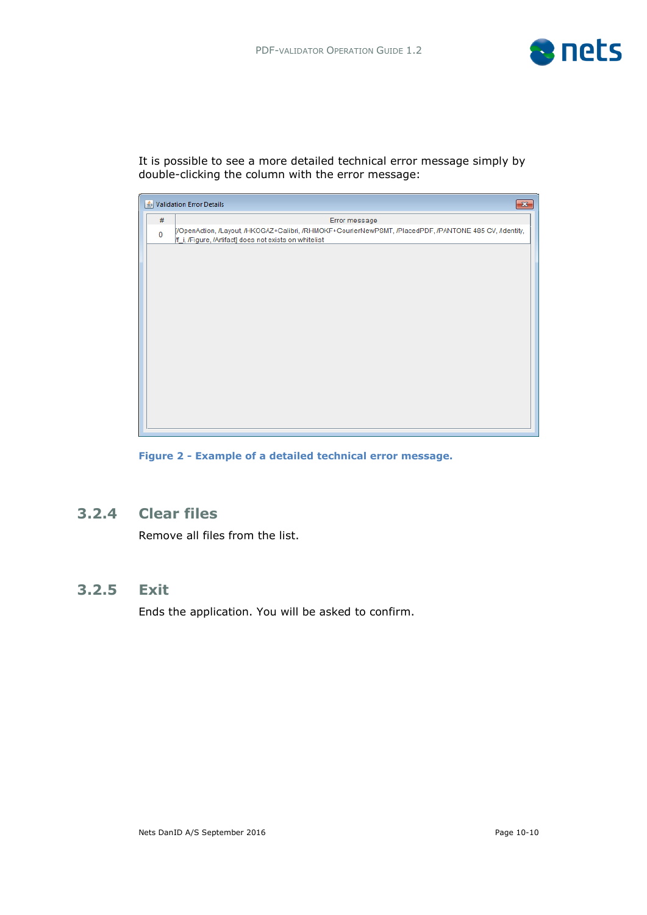It is possible to see a more detailed technical error message simply by double-clicking the column with the error message:

Validation Error Details

| # | Error message |
|---|---|
| 0 | [/OpenAction, /Layout /HKOGAZ+Calibri, /RHMOKF+CourierNewPSMT, /PlacedPDF, /PANTONE 485 CV, /Identity, /f_i, /Figure, /Artifact] does not exists on whitelist |

**Figure 2 - Example of a detailed technical error message.**

## 3.2.4 Clear files

Remove all files from the list.

## 3.2.5 Exit

Ends the application. You will be asked to confirm.